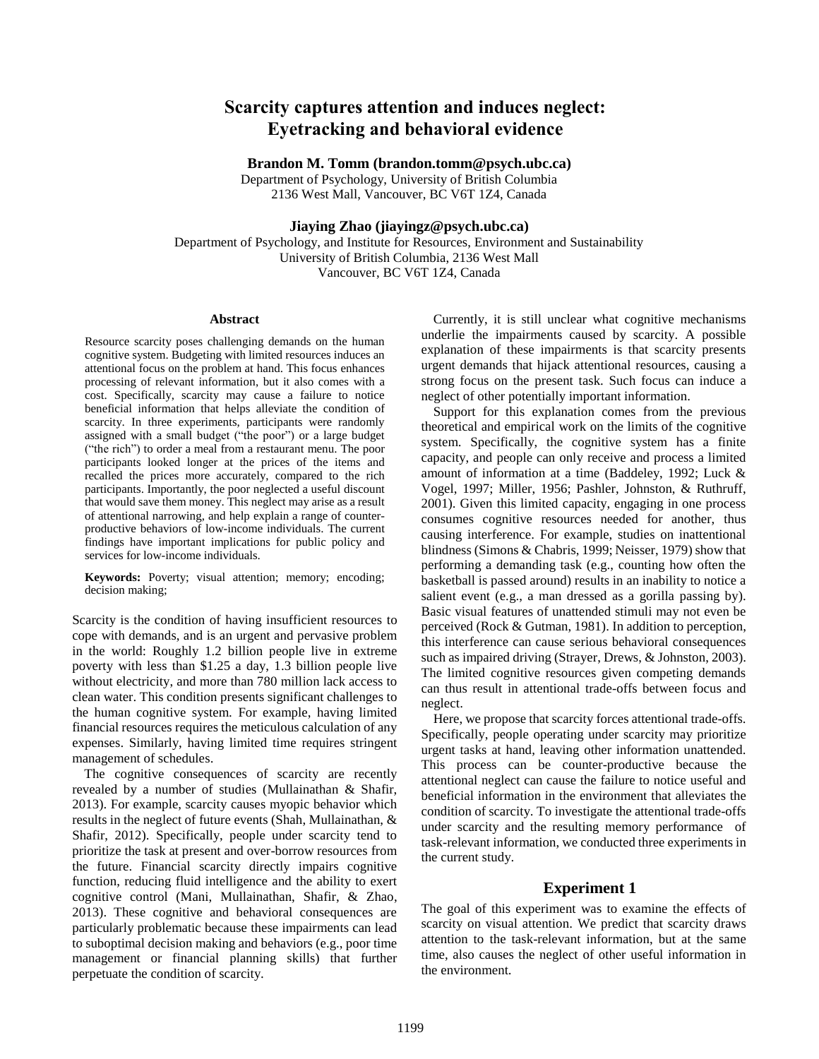# Scarcity captures attention and induces neglect: Eyetracking and behavioral evidence

**Brandon M. Tomm (brandon.tomm@psych.ubc.ca)**
Department of Psychology, University of British Columbia
2136 West Mall, Vancouver, BC V6T 1Z4, Canada

**Jiaying Zhao (jiayingz@psych.ubc.ca)**
Department of Psychology, and Institute for Resources, Environment and Sustainability
University of British Columbia, 2136 West Mall
Vancouver, BC V6T 1Z4, Canada

## Abstract

Resource scarcity poses challenging demands on the human cognitive system. Budgeting with limited resources induces an attentional focus on the problem at hand. This focus enhances processing of relevant information, but it also comes with a cost. Specifically, scarcity may cause a failure to notice beneficial information that helps alleviate the condition of scarcity. In three experiments, participants were randomly assigned with a small budget ("the poor") or a large budget ("the rich") to order a meal from a restaurant menu. The poor participants looked longer at the prices of the items and recalled the prices more accurately, compared to the rich participants. Importantly, the poor neglected a useful discount that would save them money. This neglect may arise as a result of attentional narrowing, and help explain a range of counter-productive behaviors of low-income individuals. The current findings have important implications for public policy and services for low-income individuals.

**Keywords:** Poverty; visual attention; memory; encoding; decision making;

Scarcity is the condition of having insufficient resources to cope with demands, and is an urgent and pervasive problem in the world: Roughly 1.2 billion people live in extreme poverty with less than $1.25 a day, 1.3 billion people live without electricity, and more than 780 million lack access to clean water. This condition presents significant challenges to the human cognitive system. For example, having limited financial resources requires the meticulous calculation of any expenses. Similarly, having limited time requires stringent management of schedules.

The cognitive consequences of scarcity are recently revealed by a number of studies (Mullainathan & Shafir, 2013). For example, scarcity causes myopic behavior which results in the neglect of future events (Shah, Mullainathan, & Shafir, 2012). Specifically, people under scarcity tend to prioritize the task at present and over-borrow resources from the future. Financial scarcity directly impairs cognitive function, reducing fluid intelligence and the ability to exert cognitive control (Mani, Mullainathan, Shafir, & Zhao, 2013). These cognitive and behavioral consequences are particularly problematic because these impairments can lead to suboptimal decision making and behaviors (e.g., poor time management or financial planning skills) that further perpetuate the condition of scarcity.

Currently, it is still unclear what cognitive mechanisms underlie the impairments caused by scarcity. A possible explanation of these impairments is that scarcity presents urgent demands that hijack attentional resources, causing a strong focus on the present task. Such focus can induce a neglect of other potentially important information.

Support for this explanation comes from the previous theoretical and empirical work on the limits of the cognitive system. Specifically, the cognitive system has a finite capacity, and people can only receive and process a limited amount of information at a time (Baddeley, 1992; Luck & Vogel, 1997; Miller, 1956; Pashler, Johnston, & Ruthruff, 2001). Given this limited capacity, engaging in one process consumes cognitive resources needed for another, thus causing interference. For example, studies on inattentional blindness (Simons & Chabris, 1999; Neisser, 1979) show that performing a demanding task (e.g., counting how often the basketball is passed around) results in an inability to notice a salient event (e.g., a man dressed as a gorilla passing by). Basic visual features of unattended stimuli may not even be perceived (Rock & Gutman, 1981). In addition to perception, this interference can cause serious behavioral consequences such as impaired driving (Strayer, Drews, & Johnston, 2003). The limited cognitive resources given competing demands can thus result in attentional trade-offs between focus and neglect.

Here, we propose that scarcity forces attentional trade-offs. Specifically, people operating under scarcity may prioritize urgent tasks at hand, leaving other information unattended. This process can be counter-productive because the attentional neglect can cause the failure to notice useful and beneficial information in the environment that alleviates the condition of scarcity. To investigate the attentional trade-offs under scarcity and the resulting memory performance of task-relevant information, we conducted three experiments in the current study.

## Experiment 1

The goal of this experiment was to examine the effects of scarcity on visual attention. We predict that scarcity draws attention to the task-relevant information, but at the same time, also causes the neglect of other useful information in the environment.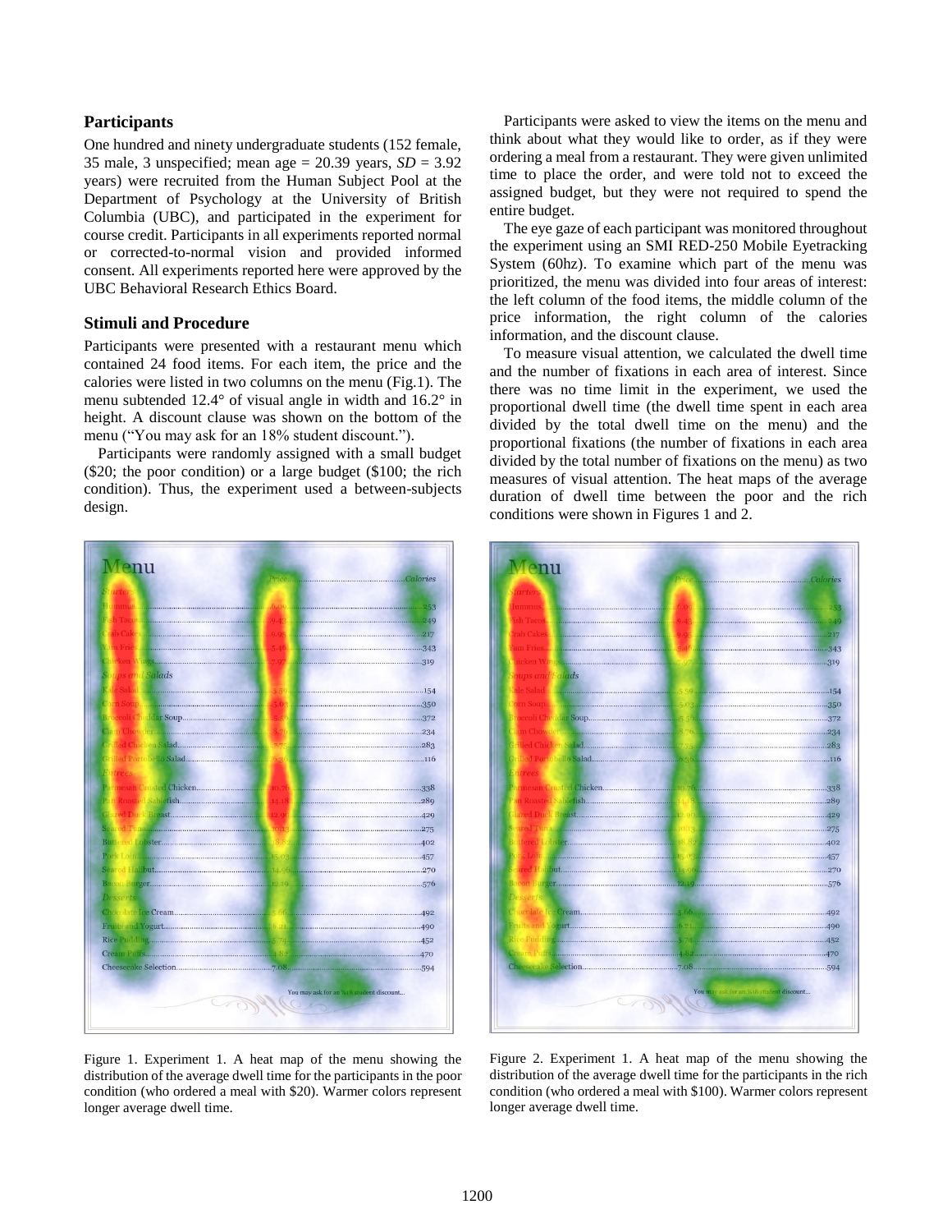### Participants

One hundred and ninety undergraduate students (152 female, 35 male, 3 unspecified; mean age = 20.39 years, *SD* = 3.92 years) were recruited from the Human Subject Pool at the Department of Psychology at the University of British Columbia (UBC), and participated in the experiment for course credit. Participants in all experiments reported normal or corrected-to-normal vision and provided informed consent. All experiments reported here were approved by the UBC Behavioral Research Ethics Board.

### Stimuli and Procedure

Participants were presented with a restaurant menu which contained 24 food items. For each item, the price and the calories were listed in two columns on the menu (Fig.1). The menu subtended 12.4° of visual angle in width and 16.2° in height. A discount clause was shown on the bottom of the menu ("You may ask for an 18% student discount.").

Participants were randomly assigned with a small budget ($20; the poor condition) or a large budget ($100; the rich condition). Thus, the experiment used a between-subjects design.

Participants were asked to view the items on the menu and think about what they would like to order, as if they were ordering a meal from a restaurant. They were given unlimited time to place the order, and were told not to exceed the assigned budget, but they were not required to spend the entire budget.

The eye gaze of each participant was monitored throughout the experiment using an SMI RED-250 Mobile Eyetracking System (60hz). To examine which part of the menu was prioritized, the menu was divided into four areas of interest: the left column of the food items, the middle column of the price information, the right column of the calories information, and the discount clause.

To measure visual attention, we calculated the dwell time and the number of fixations in each area of interest. Since there was no time limit in the experiment, we used the proportional dwell time (the dwell time spent in each area divided by the total dwell time on the menu) and the proportional fixations (the number of fixations in each area divided by the total number of fixations on the menu) as two measures of visual attention. The heat maps of the average duration of dwell time between the poor and the rich conditions were shown in Figures 1 and 2.

Figure 1. Experiment 1. A heat map of the menu showing the distribution of the average dwell time for the participants in the poor condition (who ordered a meal with $20). Warmer colors represent longer average dwell time.

Figure 2. Experiment 1. A heat map of the menu showing the distribution of the average dwell time for the participants in the rich condition (who ordered a meal with $100). Warmer colors represent longer average dwell time.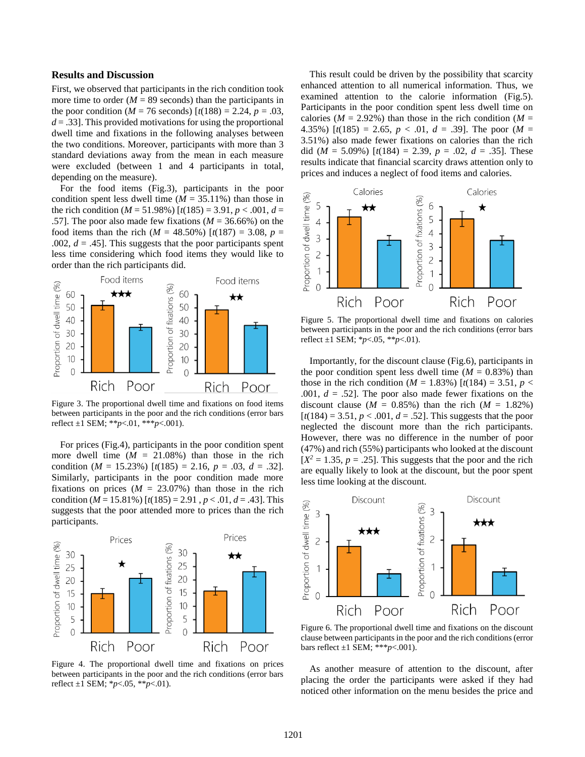### Results and Discussion

First, we observed that participants in the rich condition took more time to order (*M* = 89 seconds) than the participants in the poor condition (*M* = 76 seconds) [$t(188) = 2.24$, $p = .03$, $d = .33$]. This provided motivations for using the proportional dwell time and fixations in the following analyses between the two conditions. Moreover, participants with more than 3 standard deviations away from the mean in each measure were excluded (between 1 and 4 participants in total, depending on the measure).

For the food items (Fig.3), participants in the poor condition spent less dwell time (*M* = 35.11%) than those in the rich condition (*M* = 51.98%) [$t(185) = 3.91$, $p < .001$, $d = .57$]. The poor also made few fixations (*M* = 36.66%) on the food items than the rich (*M* = 48.50%) [$t(187) = 3.08$, $p = .002$, $d = .45$]. This suggests that the poor participants spent less time considering which food items they would like to order than the rich participants did.

Food items
Proportion of dwell time (%)
0 10 20 30 40 50 60
★★★
Rich Poor

Food items
Proportion of fixations (%)
0 10 20 30 40 50 60
★★
Rich Poor

Figure 3. The proportional dwell time and fixations on food items between participants in the poor and the rich conditions (error bars reflect ±1 SEM; **$p$<.01, ***$p$<.001).

For prices (Fig.4), participants in the poor condition spent more dwell time (*M* = 21.08%) than those in the rich condition (*M* = 15.23%) [$t(185) = 2.16$, $p = .03$, $d = .32$]. Similarly, participants in the poor condition made more fixations on prices (*M* = 23.07%) than those in the rich condition (*M* = 15.81%) [$t(185) = 2.91$, $p < .01$, $d = .43$]. This suggests that the poor attended more to prices than the rich participants.

Prices
Proportion of dwell time (%)
0 5 10 15 20 25 30
★
Rich Poor

Prices
Proportion of fixations (%)
0 5 10 15 20 25 30
★★
Rich Poor

Figure 4. The proportional dwell time and fixations on prices between participants in the poor and the rich conditions (error bars reflect ±1 SEM; *$p$<.05, **$p$<.01).

This result could be driven by the possibility that scarcity enhanced attention to all numerical information. Thus, we examined attention to the calorie information (Fig.5). Participants in the poor condition spent less dwell time on calories (*M* = 2.92%) than those in the rich condition (*M* = 4.35%) [$t(185) = 2.65$, $p < .01$, $d = .39$]. The poor (*M* = 3.51%) also made fewer fixations on calories than the rich did (*M* = 5.09%) [$t(184) = 2.39$, $p = .02$, $d = .35$]. These results indicate that financial scarcity draws attention only to prices and induces a neglect of food items and calories.

Calories
Proportion of dwell time (%)
0 1 2 3 4 5
★★
Rich Poor

Calories
Proportion of fixations (%)
0 1 2 3 4 5 6
★
Rich Poor

Figure 5. The proportional dwell time and fixations on calories between participants in the poor and the rich conditions (error bars reflect ±1 SEM; *$p$<.05, **$p$<.01).

Importantly, for the discount clause (Fig.6), participants in the poor condition spent less dwell time (*M* = 0.83%) than those in the rich condition (*M* = 1.83%) [$t(184) = 3.51$, $p < .001$, $d = .52$]. The poor also made fewer fixations on the discount clause (*M* = 0.85%) than the rich (*M* = 1.82%) [$t(184) = 3.51$, $p < .001$, $d = .52$]. This suggests that the poor neglected the discount more than the rich participants. However, there was no difference in the number of poor (47%) and rich (55%) participants who looked at the discount [$X^2 = 1.35$, $p = .25$]. This suggests that the poor and the rich are equally likely to look at the discount, but the poor spent less time looking at the discount.

Discount
Proportion of dwell time (%)
0 1 2 3
★★★
Rich Poor

Discount
Proportion of fixations (%)
0 1 2 3
★★★
Rich Poor

Figure 6. The proportional dwell time and fixations on the discount clause between participants in the poor and the rich conditions (error bars reflect ±1 SEM; ***$p$<.001).

As another measure of attention to the discount, after placing the order the participants were asked if they had noticed other information on the menu besides the price and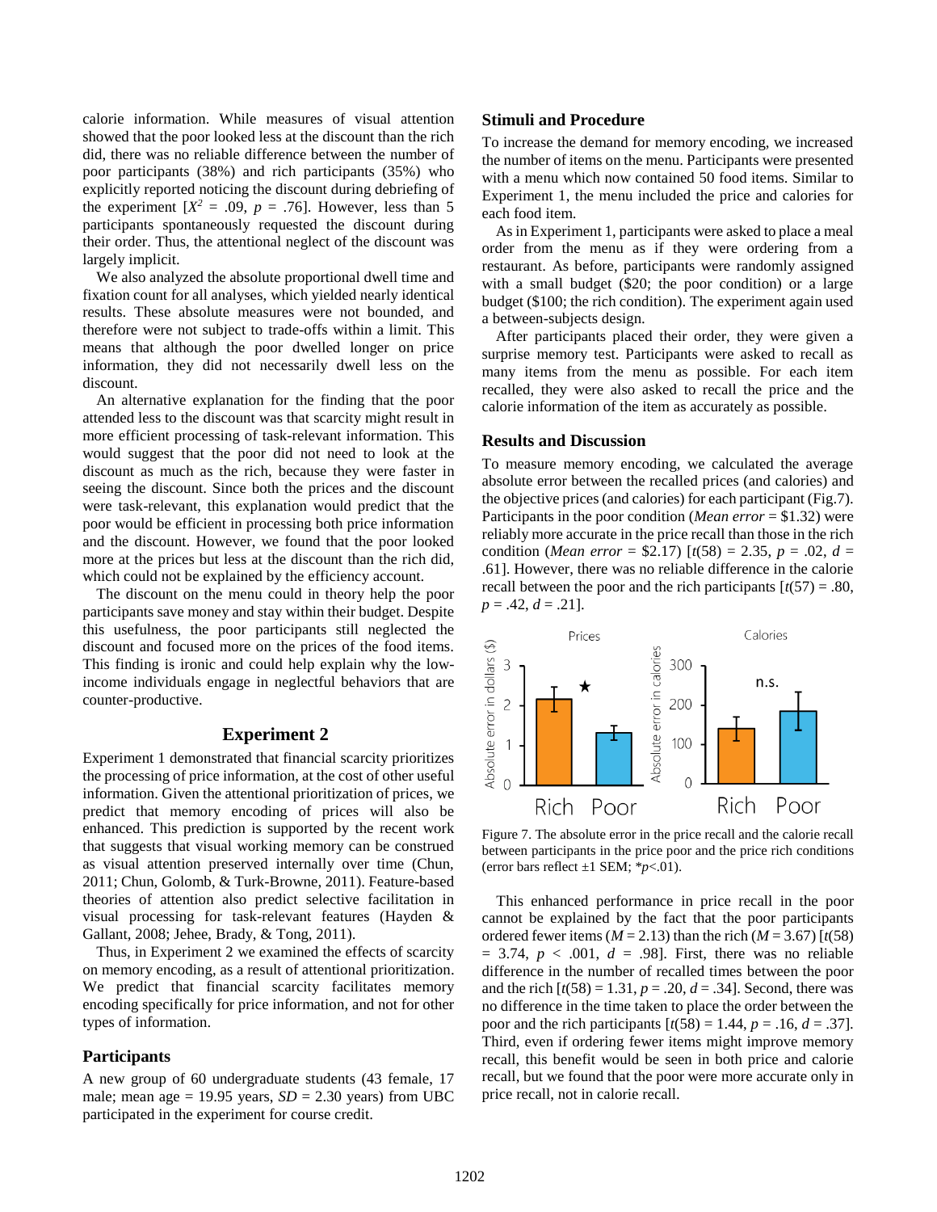calorie information. While measures of visual attention showed that the poor looked less at the discount than the rich did, there was no reliable difference between the number of poor participants (38%) and rich participants (35%) who explicitly reported noticing the discount during debriefing of the experiment [$X^2$ = .09, $p$ = .76]. However, less than 5 participants spontaneously requested the discount during their order. Thus, the attentional neglect of the discount was largely implicit.

We also analyzed the absolute proportional dwell time and fixation count for all analyses, which yielded nearly identical results. These absolute measures were not bounded, and therefore were not subject to trade-offs within a limit. This means that although the poor dwelled longer on price information, they did not necessarily dwell less on the discount.

An alternative explanation for the finding that the poor attended less to the discount was that scarcity might result in more efficient processing of task-relevant information. This would suggest that the poor did not need to look at the discount as much as the rich, because they were faster in seeing the discount. Since both the prices and the discount were task-relevant, this explanation would predict that the poor would be efficient in processing both price information and the discount. However, we found that the poor looked more at the prices but less at the discount than the rich did, which could not be explained by the efficiency account.

The discount on the menu could in theory help the poor participants save money and stay within their budget. Despite this usefulness, the poor participants still neglected the discount and focused more on the prices of the food items. This finding is ironic and could help explain why the low-income individuals engage in neglectful behaviors that are counter-productive.

## Experiment 2

Experiment 1 demonstrated that financial scarcity prioritizes the processing of price information, at the cost of other useful information. Given the attentional prioritization of prices, we predict that memory encoding of prices will also be enhanced. This prediction is supported by the recent work that suggests that visual working memory can be construed as visual attention preserved internally over time (Chun, 2011; Chun, Golomb, & Turk-Browne, 2011). Feature-based theories of attention also predict selective facilitation in visual processing for task-relevant features (Hayden & Gallant, 2008; Jehee, Brady, & Tong, 2011).

Thus, in Experiment 2 we examined the effects of scarcity on memory encoding, as a result of attentional prioritization. We predict that financial scarcity facilitates memory encoding specifically for price information, and not for other types of information.

### Participants

A new group of 60 undergraduate students (43 female, 17 male; mean age = 19.95 years, $SD$ = 2.30 years) from UBC participated in the experiment for course credit.

### Stimuli and Procedure

To increase the demand for memory encoding, we increased the number of items on the menu. Participants were presented with a menu which now contained 50 food items. Similar to Experiment 1, the menu included the price and calories for each food item.

As in Experiment 1, participants were asked to place a meal order from the menu as if they were ordering from a restaurant. As before, participants were randomly assigned with a small budget ($20; the poor condition) or a large budget ($100; the rich condition). The experiment again used a between-subjects design.

After participants placed their order, they were given a surprise memory test. Participants were asked to recall as many items from the menu as possible. For each item recalled, they were also asked to recall the price and the calorie information of the item as accurately as possible.

### Results and Discussion

To measure memory encoding, we calculated the average absolute error between the recalled prices (and calories) and the objective prices (and calories) for each participant (Fig.7). Participants in the poor condition (*Mean error* = $1.32) were reliably more accurate in the price recall than those in the rich condition (*Mean error* = $2.17) [$t(58) = 2.35$, $p = .02$, $d$ = .61]. However, there was no reliable difference in the calorie recall between the poor and the rich participants [$t(57) = .80$, $p = .42$, $d = .21$].

Prices
Absolute error in dollars ($)
3
2
1
0
★
Rich Poor

Calories
Absolute error in calories
300
200
100
0
n.s.
Rich Poor

Figure 7. The absolute error in the price recall and the calorie recall between participants in the price poor and the price rich conditions (error bars reflect ±1 SEM; *$p$<.01).

This enhanced performance in price recall in the poor cannot be explained by the fact that the poor participants ordered fewer items ($M$ = 2.13) than the rich ($M$ = 3.67) [$t(58) = 3.74$, $p < .001$, $d = .98$]. First, there was no reliable difference in the number of recalled times between the poor and the rich [$t(58) = 1.31$, $p = .20$, $d = .34$]. Second, there was no difference in the time taken to place the order between the poor and the rich participants [$t(58) = 1.44$, $p = .16$, $d = .37$]. Third, even if ordering fewer items might improve memory recall, this benefit would be seen in both price and calorie recall, but we found that the poor were more accurate only in price recall, not in calorie recall.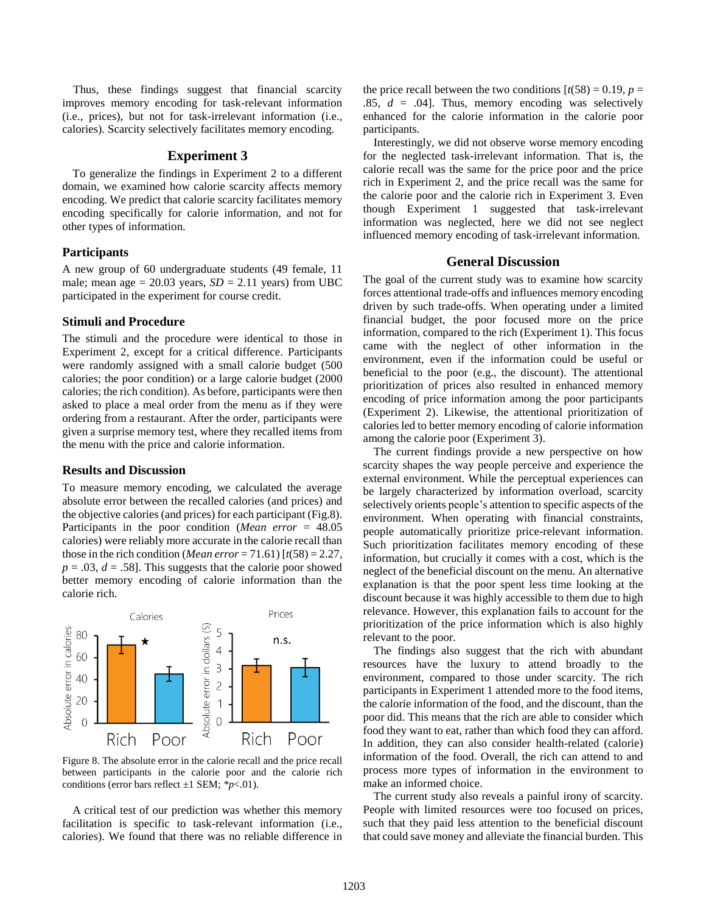Thus, these findings suggest that financial scarcity improves memory encoding for task-relevant information (i.e., prices), but not for task-irrelevant information (i.e., calories). Scarcity selectively facilitates memory encoding.

## Experiment 3

To generalize the findings in Experiment 2 to a different domain, we examined how calorie scarcity affects memory encoding. We predict that calorie scarcity facilitates memory encoding specifically for calorie information, and not for other types of information.

### Participants

A new group of 60 undergraduate students (49 female, 11 male; mean age = 20.03 years, *SD* = 2.11 years) from UBC participated in the experiment for course credit.

### Stimuli and Procedure

The stimuli and the procedure were identical to those in Experiment 2, except for a critical difference. Participants were randomly assigned with a small calorie budget (500 calories; the poor condition) or a large calorie budget (2000 calories; the rich condition). As before, participants were then asked to place a meal order from the menu as if they were ordering from a restaurant. After the order, participants were given a surprise memory test, where they recalled items from the menu with the price and calorie information.

### Results and Discussion

To measure memory encoding, we calculated the average absolute error between the recalled calories (and prices) and the objective calories (and prices) for each participant (Fig.8). Participants in the poor condition (*Mean error* = 48.05 calories) were reliably more accurate in the calorie recall than those in the rich condition (*Mean error* = 71.61) [$t(58) = 2.27$, $p = .03$, $d = .58$]. This suggests that the calorie poor showed better memory encoding of calorie information than the calorie rich.

Calories
Absolute error in calories
80
60
40
20
0
★
Rich Poor

Prices
Absolute error in dollars ($)
5
4
3
2
1
0
n.s.
Rich Poor

Figure 8. The absolute error in the calorie recall and the price recall between participants in the calorie poor and the calorie rich conditions (error bars reflect ±1 SEM; *$p$<.01).

A critical test of our prediction was whether this memory facilitation is specific to task-relevant information (i.e., calories). We found that there was no reliable difference in the price recall between the two conditions [$t(58) = 0.19$, $p = .85$, $d = .04$]. Thus, memory encoding was selectively enhanced for the calorie information in the calorie poor participants.

Interestingly, we did not observe worse memory encoding for the neglected task-irrelevant information. That is, the calorie recall was the same for the price poor and the price rich in Experiment 2, and the price recall was the same for the calorie poor and the calorie rich in Experiment 3. Even though Experiment 1 suggested that task-irrelevant information was neglected, here we did not see neglect influenced memory encoding of task-irrelevant information.

## General Discussion

The goal of the current study was to examine how scarcity forces attentional trade-offs and influences memory encoding driven by such trade-offs. When operating under a limited financial budget, the poor focused more on the price information, compared to the rich (Experiment 1). This focus came with the neglect of other information in the environment, even if the information could be useful or beneficial to the poor (e.g., the discount). The attentional prioritization of prices also resulted in enhanced memory encoding of price information among the poor participants (Experiment 2). Likewise, the attentional prioritization of calories led to better memory encoding of calorie information among the calorie poor (Experiment 3).

The current findings provide a new perspective on how scarcity shapes the way people perceive and experience the external environment. While the perceptual experiences can be largely characterized by information overload, scarcity selectively orients people's attention to specific aspects of the environment. When operating with financial constraints, people automatically prioritize price-relevant information. Such prioritization facilitates memory encoding of these information, but crucially it comes with a cost, which is the neglect of the beneficial discount on the menu. An alternative explanation is that the poor spent less time looking at the discount because it was highly accessible to them due to high relevance. However, this explanation fails to account for the prioritization of the price information which is also highly relevant to the poor.

The findings also suggest that the rich with abundant resources have the luxury to attend broadly to the environment, compared to those under scarcity. The rich participants in Experiment 1 attended more to the food items, the calorie information of the food, and the discount, than the poor did. This means that the rich are able to consider which food they want to eat, rather than which food they can afford. In addition, they can also consider health-related (calorie) information of the food. Overall, the rich can attend to and process more types of information in the environment to make an informed choice.

The current study also reveals a painful irony of scarcity. People with limited resources were too focused on prices, such that they paid less attention to the beneficial discount that could save money and alleviate the financial burden. This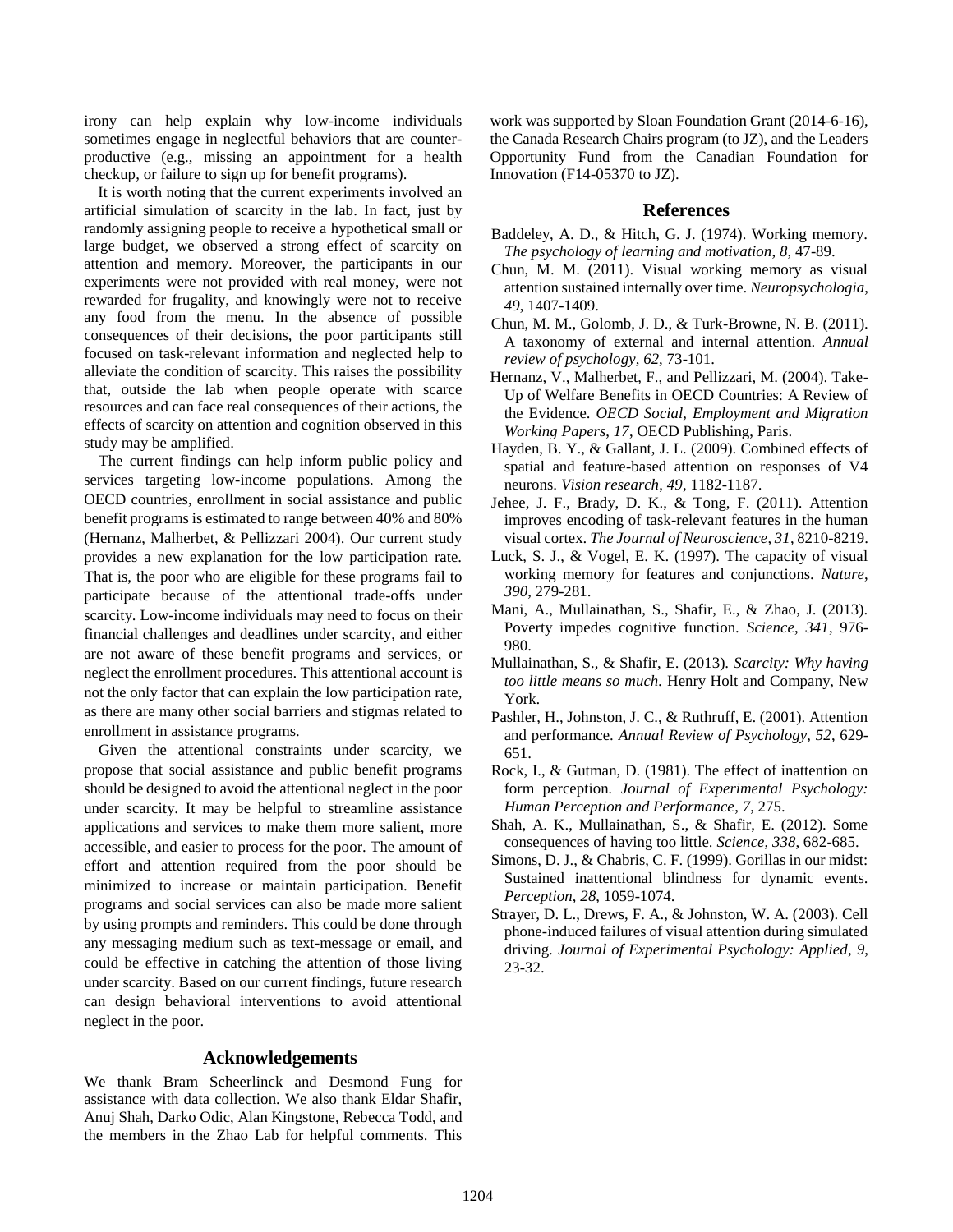irony can help explain why low-income individuals sometimes engage in neglectful behaviors that are counter-productive (e.g., missing an appointment for a health checkup, or failure to sign up for benefit programs).

It is worth noting that the current experiments involved an artificial simulation of scarcity in the lab. In fact, just by randomly assigning people to receive a hypothetical small or large budget, we observed a strong effect of scarcity on attention and memory. Moreover, the participants in our experiments were not provided with real money, were not rewarded for frugality, and knowingly were not to receive any food from the menu. In the absence of possible consequences of their decisions, the poor participants still focused on task-relevant information and neglected help to alleviate the condition of scarcity. This raises the possibility that, outside the lab when people operate with scarce resources and can face real consequences of their actions, the effects of scarcity on attention and cognition observed in this study may be amplified.

The current findings can help inform public policy and services targeting low-income populations. Among the OECD countries, enrollment in social assistance and public benefit programs is estimated to range between 40% and 80% (Hernanz, Malherbet, & Pellizzari 2004). Our current study provides a new explanation for the low participation rate. That is, the poor who are eligible for these programs fail to participate because of the attentional trade-offs under scarcity. Low-income individuals may need to focus on their financial challenges and deadlines under scarcity, and either are not aware of these benefit programs and services, or neglect the enrollment procedures. This attentional account is not the only factor that can explain the low participation rate, as there are many other social barriers and stigmas related to enrollment in assistance programs.

Given the attentional constraints under scarcity, we propose that social assistance and public benefit programs should be designed to avoid the attentional neglect in the poor under scarcity. It may be helpful to streamline assistance applications and services to make them more salient, more accessible, and easier to process for the poor. The amount of effort and attention required from the poor should be minimized to increase or maintain participation. Benefit programs and social services can also be made more salient by using prompts and reminders. This could be done through any messaging medium such as text-message or email, and could be effective in catching the attention of those living under scarcity. Based on our current findings, future research can design behavioral interventions to avoid attentional neglect in the poor.

## Acknowledgements

We thank Bram Scheerlinck and Desmond Fung for assistance with data collection. We also thank Eldar Shafir, Anuj Shah, Darko Odic, Alan Kingstone, Rebecca Todd, and the members in the Zhao Lab for helpful comments. This work was supported by Sloan Foundation Grant (2014-6-16), the Canada Research Chairs program (to JZ), and the Leaders Opportunity Fund from the Canadian Foundation for Innovation (F14-05370 to JZ).

## References

Baddeley, A. D., & Hitch, G. J. (1974). Working memory. *The psychology of learning and motivation*, *8*, 47-89.

Chun, M. M. (2011). Visual working memory as visual attention sustained internally over time. *Neuropsychologia*, *49*, 1407-1409.

Chun, M. M., Golomb, J. D., & Turk-Browne, N. B. (2011). A taxonomy of external and internal attention. *Annual review of psychology*, *62*, 73-101.

Hernanz, V., Malherbet, F., and Pellizzari, M. (2004). Take-Up of Welfare Benefits in OECD Countries: A Review of the Evidence. *OECD Social, Employment and Migration Working Papers*, *17*, OECD Publishing, Paris.

Hayden, B. Y., & Gallant, J. L. (2009). Combined effects of spatial and feature-based attention on responses of V4 neurons. *Vision research*, *49*, 1182-1187.

Jehee, J. F., Brady, D. K., & Tong, F. (2011). Attention improves encoding of task-relevant features in the human visual cortex. *The Journal of Neuroscience*, *31*, 8210-8219.

Luck, S. J., & Vogel, E. K. (1997). The capacity of visual working memory for features and conjunctions. *Nature*, *390*, 279-281.

Mani, A., Mullainathan, S., Shafir, E., & Zhao, J. (2013). Poverty impedes cognitive function. *Science*, *341*, 976-980.

Mullainathan, S., & Shafir, E. (2013). *Scarcity: Why having too little means so much*. Henry Holt and Company, New York.

Pashler, H., Johnston, J. C., & Ruthruff, E. (2001). Attention and performance. *Annual Review of Psychology*, *52*, 629-651.

Rock, I., & Gutman, D. (1981). The effect of inattention on form perception. *Journal of Experimental Psychology: Human Perception and Performance*, *7*, 275.

Shah, A. K., Mullainathan, S., & Shafir, E. (2012). Some consequences of having too little. *Science*, *338*, 682-685.

Simons, D. J., & Chabris, C. F. (1999). Gorillas in our midst: Sustained inattentional blindness for dynamic events. *Perception*, *28*, 1059-1074.

Strayer, D. L., Drews, F. A., & Johnston, W. A. (2003). Cell phone-induced failures of visual attention during simulated driving. *Journal of Experimental Psychology: Applied*, *9*, 23-32.